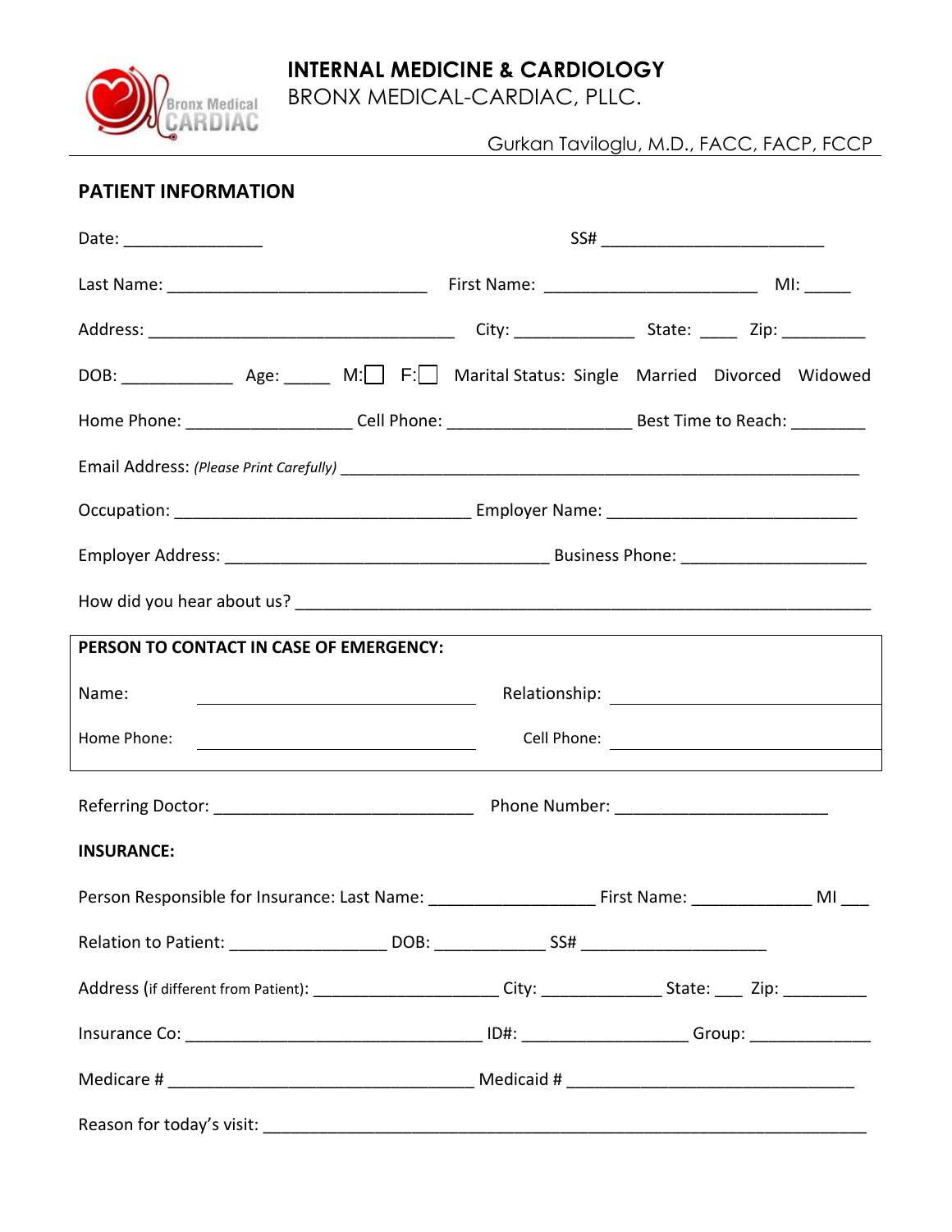# INTERNAL MEDICINE & CARDIOLOGY

BRONX MEDICAL-CARDIAC, PLLC.

Gurkan Taviloglu, M.D., FACC, FACP, FCCP

## PATIENT INFORMATION

Date: _______________ SS# ________________________

Last Name: ____________________________ First Name: _______________________ MI: _____

Address: _________________________________ City: _____________ State: ____ Zip: _________

DOB: ____________ Age: _____ M: ☐ F: ☐ Marital Status: Single Married Divorced Widowed

Home Phone: _________________ Cell Phone: ___________________ Best Time to Reach: ________

Email Address: *(Please Print Carefully)* _________________________________________________________

Occupation: ________________________________ Employer Name: ___________________________

Employer Address: ___________________________________ Business Phone: ___________________

How did you hear about us? ___________________________________________________________

**PERSON TO CONTACT IN CASE OF EMERGENCY:**

Name: ______________________________ Relationship: ______________________________

Home Phone: ______________________________ Cell Phone: ______________________________

Referring Doctor: ____________________________ Phone Number: ______________________

**INSURANCE:**

Person Responsible for Insurance: Last Name: __________________ First Name: _____________ MI ___

Relation to Patient: ________________ DOB: ____________ SS# ____________________

Address (if different from Patient): ____________________ City: _____________ State: ___ Zip: _________

Insurance Co: ________________________________ ID#: __________________ Group: _____________

Medicare # _________________________________ Medicaid # _______________________________

Reason for today's visit: ______________________________________________________________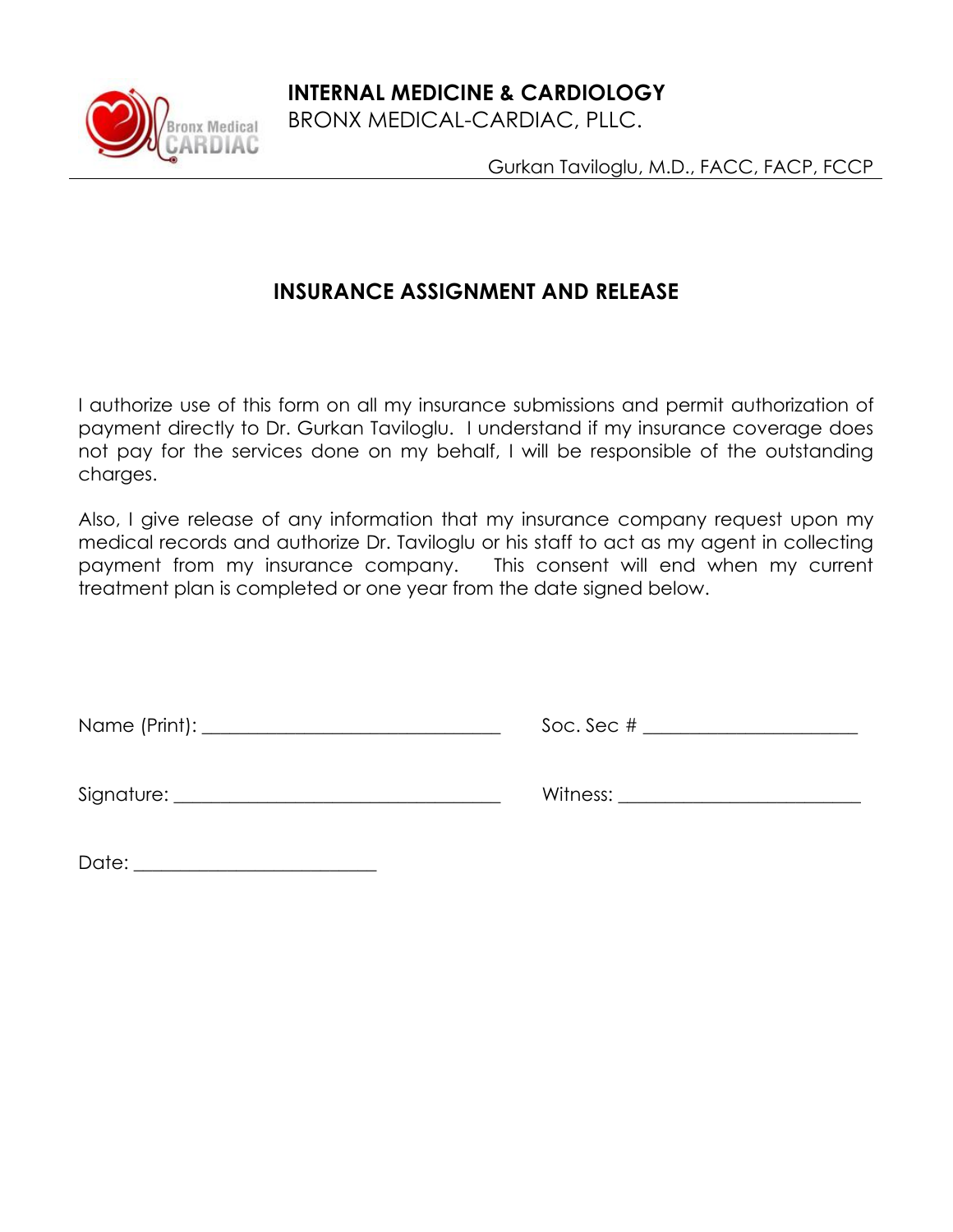**INTERNAL MEDICINE & CARDIOLOGY**
BRONX MEDICAL-CARDIAC, PLLC.

Gurkan Taviloglu, M.D., FACC, FACP, FCCP

## INSURANCE ASSIGNMENT AND RELEASE

I authorize use of this form on all my insurance submissions and permit authorization of payment directly to Dr. Gurkan Taviloglu. I understand if my insurance coverage does not pay for the services done on my behalf, I will be responsible of the outstanding charges.

Also, I give release of any information that my insurance company request upon my medical records and authorize Dr. Taviloglu or his staff to act as my agent in collecting payment from my insurance company. This consent will end when my current treatment plan is completed or one year from the date signed below.

Name (Print): ______________________________ Soc. Sec # ____________________

Signature: ________________________________ Witness: ______________________

Date: ______________________